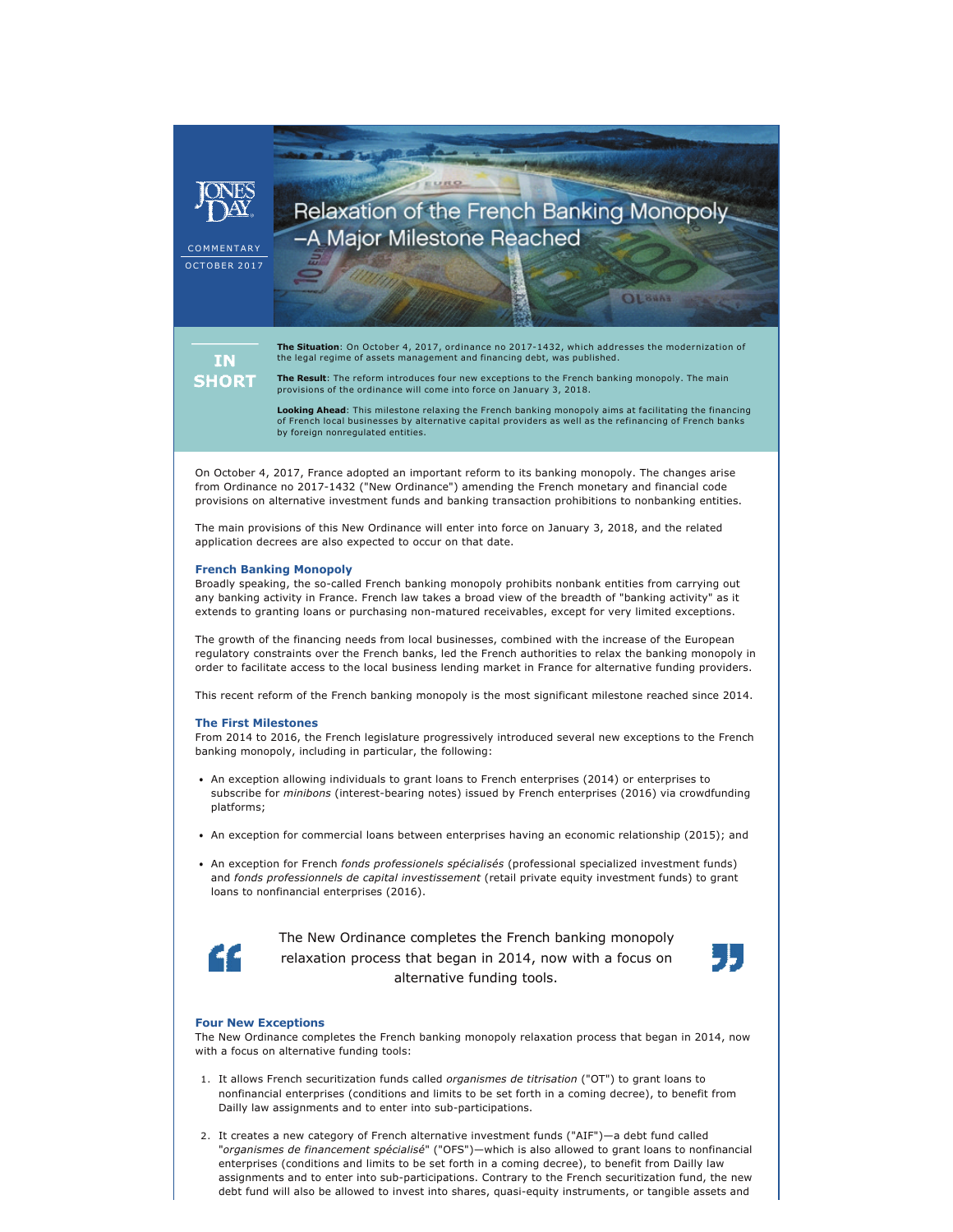JONES DAY

COMMENTARY

OCTOBER 2017

# Relaxation of the French Banking Monopoly —A Major Milestone Reached

## IN SHORT

**The Situation**: On October 4, 2017, ordinance no 2017-1432, which addresses the modernization of the legal regime of assets management and financing debt, was published.

**The Result**: The reform introduces four new exceptions to the French banking monopoly. The main provisions of the ordinance will come into force on January 3, 2018.

**Looking Ahead**: This milestone relaxing the French banking monopoly aims at facilitating the financing of French local businesses by alternative capital providers as well as the refinancing of French banks by foreign nonregulated entities.

On October 4, 2017, France adopted an important reform to its banking monopoly. The changes arise from Ordinance no 2017-1432 ("New Ordinance") amending the French monetary and financial code provisions on alternative investment funds and banking transaction prohibitions to nonbanking entities.

The main provisions of this New Ordinance will enter into force on January 3, 2018, and the related application decrees are also expected to occur on that date.

### French Banking Monopoly

Broadly speaking, the so-called French banking monopoly prohibits nonbank entities from carrying out any banking activity in France. French law takes a broad view of the breadth of "banking activity" as it extends to granting loans or purchasing non-matured receivables, except for very limited exceptions.

The growth of the financing needs from local businesses, combined with the increase of the European regulatory constraints over the French banks, led the French authorities to relax the banking monopoly in order to facilitate access to the local business lending market in France for alternative funding providers.

This recent reform of the French banking monopoly is the most significant milestone reached since 2014.

### The First Milestones

From 2014 to 2016, the French legislature progressively introduced several new exceptions to the French banking monopoly, including in particular, the following:

- An exception allowing individuals to grant loans to French enterprises (2014) or enterprises to subscribe for *minibons* (interest-bearing notes) issued by French enterprises (2016) via crowdfunding platforms;
- An exception for commercial loans between enterprises having an economic relationship (2015); and
- An exception for French *fonds professionels spécialisés* (professional specialized investment funds) and *fonds professionnels de capital investissement* (retail private equity investment funds) to grant loans to nonfinancial enterprises (2016).

> The New Ordinance completes the French banking monopoly relaxation process that began in 2014, now with a focus on alternative funding tools.

### Four New Exceptions

The New Ordinance completes the French banking monopoly relaxation process that began in 2014, now with a focus on alternative funding tools:

1. It allows French securitization funds called *organismes de titrisation* ("OT") to grant loans to nonfinancial enterprises (conditions and limits to be set forth in a coming decree), to benefit from Dailly law assignments and to enter into sub-participations.
2. It creates a new category of French alternative investment funds ("AIF")—a debt fund called "*organismes de financement spécialisé*" ("OFS")—which is also allowed to grant loans to nonfinancial enterprises (conditions and limits to be set forth in a coming decree), to benefit from Dailly law assignments and to enter into sub-participations. Contrary to the French securitization fund, the new debt fund will also be allowed to invest into shares, quasi-equity instruments, or tangible assets and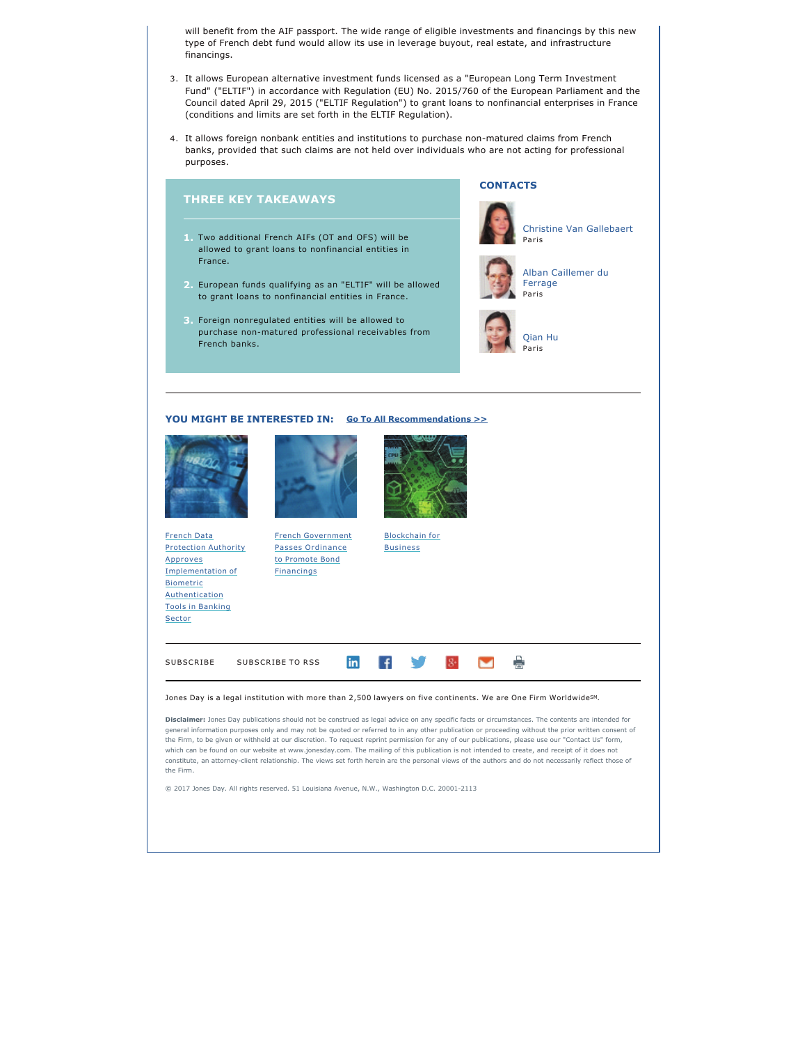will benefit from the AIF passport. The wide range of eligible investments and financings by this new type of French debt fund would allow its use in leverage buyout, real estate, and infrastructure financings.

3. It allows European alternative investment funds licensed as a "European Long Term Investment Fund" ("ELTIF") in accordance with Regulation (EU) No. 2015/760 of the European Parliament and the Council dated April 29, 2015 ("ELTIF Regulation") to grant loans to nonfinancial enterprises in France (conditions and limits are set forth in the ELTIF Regulation).

4. It allows foreign nonbank entities and institutions to purchase non-matured claims from French banks, provided that such claims are not held over individuals who are not acting for professional purposes.

## THREE KEY TAKEAWAYS

1. Two additional French AIFs (OT and OFS) will be allowed to grant loans to nonfinancial entities in France.
2. European funds qualifying as an "ELTIF" will be allowed to grant loans to nonfinancial entities in France.
3. Foreign nonregulated entities will be allowed to purchase non-matured professional receivables from French banks.

## CONTACTS

Christine Van Gallebaert
Paris

Alban Caillemer du Ferrage
Paris

Qian Hu
Paris

## YOU MIGHT BE INTERESTED IN: Go To All Recommendations >>

French Data Protection Authority Approves Implementation of Biometric Authentication Tools in Banking Sector

French Government Passes Ordinance to Promote Bond Financings

Blockchain for Business

SUBSCRIBE SUBSCRIBE TO RSS

Jones Day is a legal institution with more than 2,500 lawyers on five continents. We are One Firm Worldwide℠.

**Disclaimer:** Jones Day publications should not be construed as legal advice on any specific facts or circumstances. The contents are intended for general information purposes only and may not be quoted or referred to in any other publication or proceeding without the prior written consent of the Firm, to be given or withheld at our discretion. To request reprint permission for any of our publications, please use our "Contact Us" form, which can be found on our website at www.jonesday.com. The mailing of this publication is not intended to create, and receipt of it does not constitute, an attorney-client relationship. The views set forth herein are the personal views of the authors and do not necessarily reflect those of the Firm.

© 2017 Jones Day. All rights reserved. 51 Louisiana Avenue, N.W., Washington D.C. 20001-2113